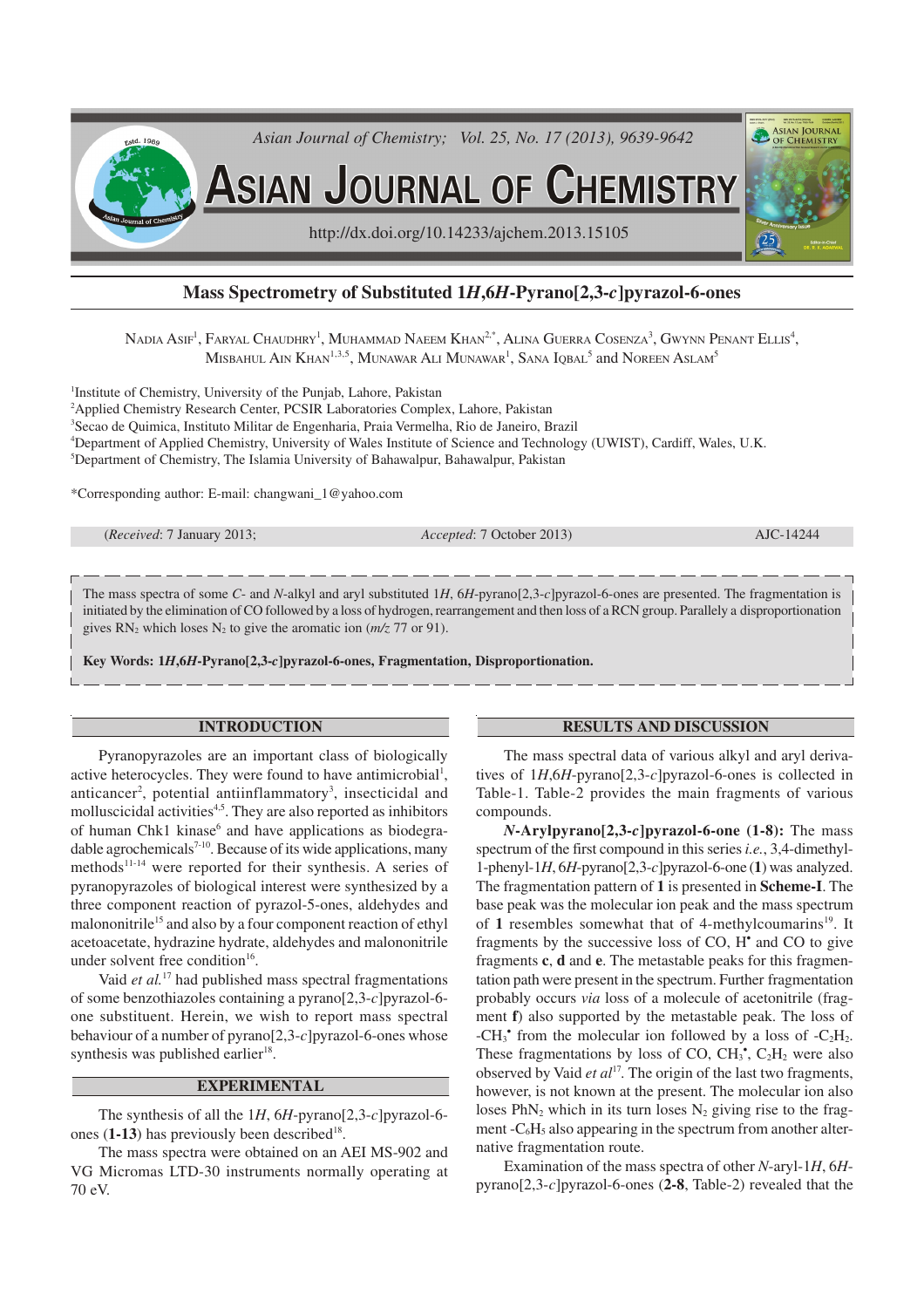# Mass Spectrometry of Substituted 1*H*,6*H*-Pyrano[2,3-*c*]pyrazol-6-ones

Nadia Asif[1], Faryal Chaudhry[1], Muhammad Naeem Khan[2,*], Alina Guerra Cosenza[3], Gwynn Penant Ellis[4], Misbahul Ain Khan[1,3,5], Munawar Ali Munawar[1], Sana Iqbal[5] and Noreen Aslam[5]

[1]Institute of Chemistry, University of the Punjab, Lahore, Pakistan

[2]Applied Chemistry Research Center, PCSIR Laboratories Complex, Lahore, Pakistan

[3]Secao de Quimica, Instituto Militar de Engenharia, Praia Vermelha, Rio de Janeiro, Brazil

[4]Department of Applied Chemistry, University of Wales Institute of Science and Technology (UWIST), Cardiff, Wales, U.K.

[5]Department of Chemistry, The Islamia University of Bahawalpur, Bahawalpur, Pakistan

*Corresponding author: E-mail: changwani_1@yahoo.com

(*Received*: 7 January 2013; *Accepted*: 7 October 2013) AJC-14244

The mass spectra of some *C*- and *N*-alkyl and aryl substituted 1*H*, 6*H*-pyrano[2,3-*c*]pyrazol-6-ones are presented. The fragmentation is initiated by the elimination of CO followed by a loss of hydrogen, rearrangement and then loss of a RCN group. Parallely a disproportionation gives $RN_2$ which loses $N_2$ to give the aromatic ion (*m/z* 77 or 91).

**Key Words: 1*H*,6*H*-Pyrano[2,3-*c*]pyrazol-6-ones, Fragmentation, Disproportionation.**

## INTRODUCTION

Pyranopyrazoles are an important class of biologically active heterocycles. They were found to have antimicrobial[1], anticancer[2], potential antiinflammatory[3], insecticidal and molluscicidal activities[4,5]. They are also reported as inhibitors of human Chk1 kinase[6] and have applications as biodegradable agrochemicals[7-10]. Because of its wide applications, many methods[11-14] were reported for their synthesis. A series of pyranopyrazoles of biological interest were synthesized by a three component reaction of pyrazol-5-ones, aldehydes and malononitrile[15] and also by a four component reaction of ethyl acetoacetate, hydrazine hydrate, aldehydes and malononitrile under solvent free condition[16].

Vaid *et al.*[17] had published mass spectral fragmentations of some benzothiazoles containing a pyrano[2,3-*c*]pyrazol-6-one substituent. Herein, we wish to report mass spectral behaviour of a number of pyrano[2,3-*c*]pyrazol-6-ones whose synthesis was published earlier[18].

## EXPERIMENTAL

The synthesis of all the 1*H*, 6*H*-pyrano[2,3-*c*]pyrazol-6-ones (**1-13**) has previously been described[18].

The mass spectra were obtained on an AEI MS-902 and VG Micromas LTD-30 instruments normally operating at 70 eV.

## RESULTS AND DISCUSSION

The mass spectral data of various alkyl and aryl derivatives of 1*H*,6*H*-pyrano[2,3-*c*]pyrazol-6-ones is collected in Table-1. Table-2 provides the main fragments of various compounds.

***N*-Arylpyrano[2,3-*c*]pyrazol-6-one (1-8):** The mass spectrum of the first compound in this series *i.e.*, 3,4-dimethyl-1-phenyl-1*H*, 6*H*-pyrano[2,3-*c*]pyrazol-6-one (**1**) was analyzed. The fragmentation pattern of **1** is presented in **Scheme-I**. The base peak was the molecular ion peak and the mass spectrum of **1** resembles somewhat that of 4-methylcoumarins[19]. It fragments by the successive loss of CO, $H^{\bullet}$ and CO to give fragments **c**, **d** and **e**. The metastable peaks for this fragmentation path were present in the spectrum. Further fragmentation probably occurs *via* loss of a molecule of acetonitrile (fragment **f**) also supported by the metastable peak. The loss of $-CH_3^{\bullet}$ from the molecular ion followed by a loss of $-C_2H_2$. These fragmentations by loss of CO, $CH_3^{\bullet}$, $C_2H_2$ were also observed by Vaid *et al*[17]. The origin of the last two fragments, however, is not known at the present. The molecular ion also loses $PhN_2$ which in its turn loses $N_2$ giving rise to the fragment $-C_6H_5$ also appearing in the spectrum from another alternative fragmentation route.

Examination of the mass spectra of other *N*-aryl-1*H*, 6*H*-pyrano[2,3-*c*]pyrazol-6-ones (**2-8**, Table-2) revealed that the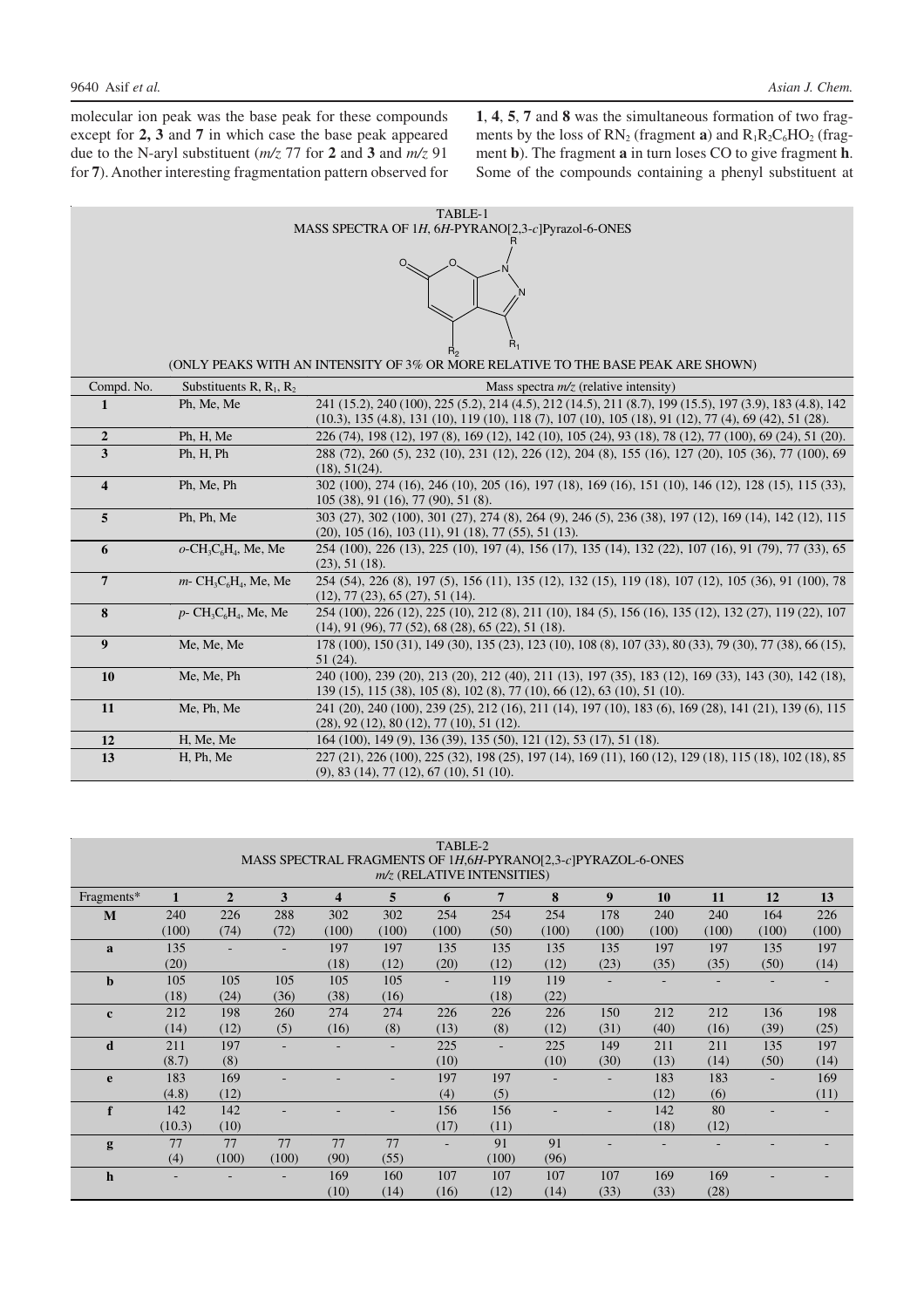molecular ion peak was the base peak for these compounds except for **2, 3** and **7** in which case the base peak appeared due to the N-aryl substituent (*m/z* 77 for **2** and **3** and *m/z* 91 for **7**). Another interesting fragmentation pattern observed for **1**, **4**, **5**, **7** and **8** was the simultaneous formation of two fragments by the loss of $RN_2$ (fragment **a**) and $R_1R_2C_6HO_2$ (fragment **b**). The fragment **a** in turn loses CO to give fragment **h**. Some of the compounds containing a phenyl substituent at

TABLE-1
MASS SPECTRA OF 1*H*, 6*H*-PYRANO[2,3-*c*]Pyrazol-6-ONES

(ONLY PEAKS WITH AN INTENSITY OF 3% OR MORE RELATIVE TO THE BASE PEAK ARE SHOWN)

| Compd. No. | Substituents R, $R_1$, $R_2$ | Mass spectra *m/z* (relative intensity) |
|---|---|---|
| **1** | Ph, Me, Me | 241 (15.2), 240 (100), 225 (5.2), 214 (4.5), 212 (14.5), 211 (8.7), 199 (15.5), 197 (3.9), 183 (4.8), 142 (10.3), 135 (4.8), 131 (10), 119 (10), 118 (7), 107 (10), 105 (18), 91 (12), 77 (4), 69 (42), 51 (28). |
| **2** | Ph, H, Me | 226 (74), 198 (12), 197 (8), 169 (12), 142 (10), 105 (24), 93 (18), 78 (12), 77 (100), 69 (24), 51 (20). |
| **3** | Ph, H, Ph | 288 (72), 260 (5), 232 (10), 231 (12), 226 (12), 204 (8), 155 (16), 127 (20), 105 (36), 77 (100), 69 (18), 51(24). |
| **4** | Ph, Me, Ph | 302 (100), 274 (16), 246 (10), 205 (16), 197 (18), 169 (16), 151 (10), 146 (12), 128 (15), 115 (33), 105 (38), 91 (16), 77 (90), 51 (8). |
| **5** | Ph, Ph, Me | 303 (27), 302 (100), 301 (27), 274 (8), 264 (9), 246 (5), 236 (38), 197 (12), 169 (14), 142 (12), 115 (20), 105 (16), 103 (11), 91 (18), 77 (55), 51 (13). |
| **6** | *o*-$CH_3C_6H_4$, Me, Me | 254 (100), 226 (13), 225 (10), 197 (4), 156 (17), 135 (14), 132 (22), 107 (16), 91 (79), 77 (33), 65 (23), 51 (18). |
| **7** | *m*- $CH_3C_6H_4$, Me, Me | 254 (54), 226 (8), 197 (5), 156 (11), 135 (12), 132 (15), 119 (18), 107 (12), 105 (36), 91 (100), 78 (12), 77 (23), 65 (27), 51 (14). |
| **8** | *p*- $CH_3C_6H_4$, Me, Me | 254 (100), 226 (12), 225 (10), 212 (8), 211 (10), 184 (5), 156 (16), 135 (12), 132 (27), 119 (22), 107 (14), 91 (96), 77 (52), 68 (28), 65 (22), 51 (18). |
| **9** | Me, Me, Me | 178 (100), 150 (31), 149 (30), 135 (23), 123 (10), 108 (8), 107 (33), 80 (33), 79 (30), 77 (38), 66 (15), 51 (24). |
| **10** | Me, Me, Ph | 240 (100), 239 (20), 213 (20), 212 (40), 211 (13), 197 (35), 183 (12), 169 (33), 143 (30), 142 (18), 139 (15), 115 (38), 105 (8), 102 (8), 77 (10), 66 (12), 63 (10), 51 (10). |
| **11** | Me, Ph, Me | 241 (20), 240 (100), 239 (25), 212 (16), 211 (14), 197 (10), 183 (6), 169 (28), 141 (21), 139 (6), 115 (28), 92 (12), 80 (12), 77 (10), 51 (12). |
| **12** | H, Me, Me | 164 (100), 149 (9), 136 (39), 135 (50), 121 (12), 53 (17), 51 (18). |
| **13** | H, Ph, Me | 227 (21), 226 (100), 225 (32), 198 (25), 197 (14), 169 (11), 160 (12), 129 (18), 115 (18), 102 (18), 85 (9), 83 (14), 77 (12), 67 (10), 51 (10). |

TABLE-2
MASS SPECTRAL FRAGMENTS OF 1*H*,6*H*-PYRANO[2,3-*c*]PYRAZOL-6-ONES
*m/z* (RELATIVE INTENSITIES)

| Fragments* | 1 | 2 | 3 | 4 | 5 | 6 | 7 | 8 | 9 | 10 | 11 | 12 | 13 |
|---|---|---|---|---|---|---|---|---|---|---|---|---|---|
| **M** | 240 (100) | 226 (74) | 288 (72) | 302 (100) | 302 (100) | 254 (100) | 254 (50) | 254 (100) | 178 (100) | 240 (100) | 240 (100) | 164 (100) | 226 (100) |
| **a** | 135 (20) | - | - | 197 (18) | 197 (12) | 135 (20) | 135 (12) | 135 (12) | 135 (23) | 197 (35) | 197 (35) | 135 (50) | 197 (14) |
| **b** | 105 (18) | 105 (24) | 105 (36) | 105 (38) | 105 (16) | - | 119 (18) | 119 (22) | - | - | - | - | - |
| **c** | 212 (14) | 198 (12) | 260 (5) | 274 (16) | 274 (8) | 226 (13) | 226 (8) | 226 (12) | 150 (31) | 212 (40) | 212 (16) | 136 (39) | 198 (25) |
| **d** | 211 (8.7) | 197 (8) | - | - | - | 225 (10) | - | 225 (10) | 149 (30) | 211 (13) | 211 (14) | 135 (50) | 197 (14) |
| **e** | 183 (4.8) | 169 (12) | - | - | - | 197 (4) | 197 (5) | - | - | 183 (12) | 183 (6) | - | 169 (11) |
| **f** | 142 (10.3) | 142 (10) | - | - | - | 156 (17) | 156 (11) | - | - | 142 (18) | 80 (12) | - | - |
| **g** | 77 (4) | 77 (100) | 77 (100) | 77 (90) | 77 (55) | - | 91 (100) | 91 (96) | - | - | - | - | - |
| **h** | - | - | - | 169 (10) | 160 (14) | 107 (16) | 107 (12) | 107 (14) | 107 (33) | 169 (33) | 169 (28) | - | - |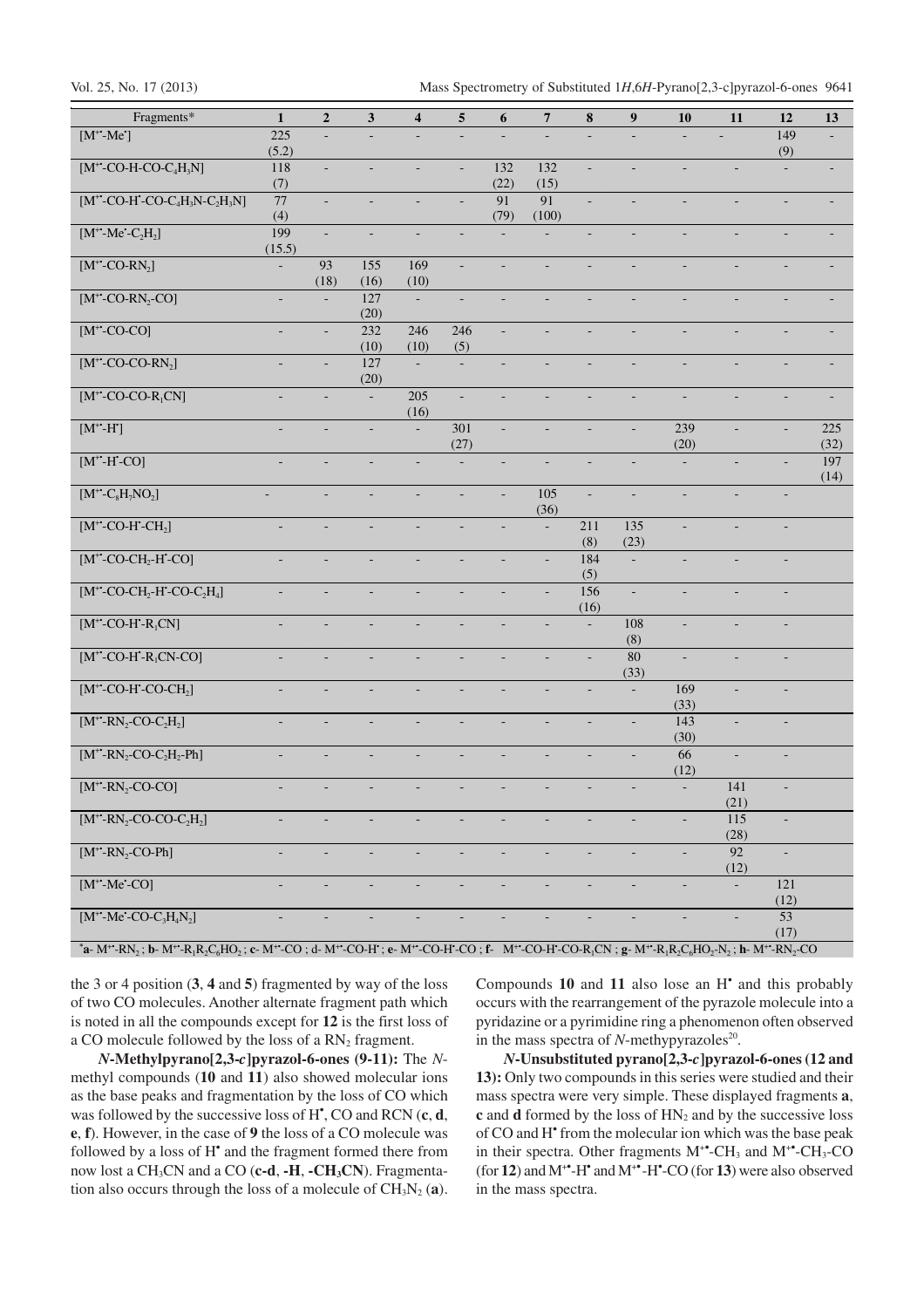| Fragments* | 1 | 2 | 3 | 4 | 5 | 6 | 7 | 8 | 9 | 10 | 11 | 12 | 13 |
|---|---|---|---|---|---|---|---|---|---|---|---|---|---|
| $[M^{+\bullet}\text{-}Me^{\bullet}]$ | 225 (5.2) | - | - | - | - | - | - | - | - | - | - | 149 (9) | - |
| $[M^{+\bullet}\text{-}CO\text{-}H\text{-}CO\text{-}C_4H_3N]$ | 118 (7) | - | - | - | - | 132 (22) | 132 (15) | - | - | - | - | - | - |
| $[M^{+\bullet}\text{-}CO\text{-}H^{\bullet}\text{-}CO\text{-}C_4H_3N\text{-}C_2H_3N]$ | 77 (4) | - | - | - | - | 91 (79) | 91 (100) | - | - | - | - | - | - |
| $[M^{+\bullet}\text{-}Me^{\bullet}\text{-}C_2H_2]$ | 199 (15.5) | - | - | - | - | - | - | - | - | - | - | - | - |
| $[M^{+\bullet}\text{-}CO\text{-}RN_2]$ | - | 93 (18) | 155 (16) | 169 (10) | - | - | - | - | - | - | - | - | - |
| $[M^{+\bullet}\text{-}CO\text{-}RN_2\text{-}CO]$ | - | - | 127 (20) | - | - | - | - | - | - | - | - | - | - |
| $[M^{+\bullet}\text{-}CO\text{-}CO]$ | - | - | 232 (10) | 246 (10) | 246 (5) | - | - | - | - | - | - | - | - |
| $[M^{+\bullet}\text{-}CO\text{-}CO\text{-}RN_2]$ | - | - | 127 (20) | - | - | - | - | - | - | - | - | - | - |
| $[M^{+\bullet}\text{-}CO\text{-}CO\text{-}R_1CN]$ | - | - | - | 205 (16) | - | - | - | - | - | - | - | - | - |
| $[M^{+\bullet}\text{-}H^{\bullet}]$ | - | - | - | - | 301 (27) | - | - | - | - | 239 (20) | - | - | 225 (32) |
| $[M^{+\bullet}\text{-}H^{\bullet}\text{-}CO]$ | - | - | - | - | - | - | - | - | - | - | - | - | 197 (14) |
| $[M^{+\bullet}\text{-}C_8H_7NO_2]$ | - | - | - | - | - | - | 105 (36) | - | - | - | - | - | |
| $[M^{+\bullet}\text{-}CO\text{-}H^{\bullet}\text{-}CH_2]$ | - | - | - | - | - | - | - | 211 (8) | 135 (23) | - | - | - | |
| $[M^{+\bullet}\text{-}CO\text{-}CH_2\text{-}H^{\bullet}\text{-}CO]$ | - | - | - | - | - | - | - | 184 (5) | - | - | - | - | |
| $[M^{+\bullet}\text{-}CO\text{-}CH_2\text{-}H^{\bullet}\text{-}CO\text{-}C_2H_4]$ | - | - | - | - | - | - | - | 156 (16) | - | - | - | - | |
| $[M^{+\bullet}\text{-}CO\text{-}H^{\bullet}\text{-}R_1CN]$ | - | - | - | - | - | - | - | - | 108 (8) | - | - | - | |
| $[M^{+\bullet}\text{-}CO\text{-}H^{\bullet}\text{-}R_1CN\text{-}CO]$ | - | - | - | - | - | - | - | - | 80 (33) | - | - | - | |
| $[M^{+\bullet}\text{-}CO\text{-}H^{\bullet}\text{-}CO\text{-}CH_2]$ | - | - | - | - | - | - | - | - | - | 169 (33) | - | - | |
| $[M^{+\bullet}\text{-}RN_2\text{-}CO\text{-}C_2H_2]$ | - | - | - | - | - | - | - | - | - | 143 (30) | - | - | |
| $[M^{+\bullet}\text{-}RN_2\text{-}CO\text{-}C_2H_2\text{-}Ph]$ | - | - | - | - | - | - | - | - | - | 66 (12) | - | - | |
| $[M^{+\bullet}\text{-}RN_2\text{-}CO\text{-}CO]$ | - | - | - | - | - | - | - | - | - | - | 141 (21) | - | |
| $[M^{+\bullet}\text{-}RN_2\text{-}CO\text{-}CO\text{-}C_2H_2]$ | - | - | - | - | - | - | - | - | - | - | 115 (28) | - | |
| $[M^{+\bullet}\text{-}RN_2\text{-}CO\text{-}Ph]$ | - | - | - | - | - | - | - | - | - | - | 92 (12) | - | |
| $[M^{+\bullet}\text{-}Me^{\bullet}\text{-}CO]$ | - | - | - | - | - | - | - | - | - | - | - | 121 (12) | |
| $[M^{+\bullet}\text{-}Me^{\bullet}\text{-}CO\text{-}C_3H_4N_2]$ | - | - | - | - | - | - | - | - | - | - | - | 53 (17) | |

*a- $M^{+\bullet}\text{-}RN_2$ ; b- $M^{+\bullet}\text{-}R_1R_2C_6HO_2$ ; c- $M^{+\bullet}\text{-}CO$ ; d- $M^{+\bullet}\text{-}CO\text{-}H^{\bullet}$ ; e- $M^{+\bullet}\text{-}CO\text{-}H^{\bullet}\text{-}CO$ ; f- $M^{+\bullet}\text{-}CO\text{-}H^{\bullet}\text{-}CO\text{-}R_1CN$ ; g- $M^{+\bullet}\text{-}R_1R_2C_6HO_2\text{-}N_2$ ; h- $M^{+\bullet}\text{-}RN_2\text{-}CO$

the 3 or 4 position (**3**, **4** and **5**) fragmented by way of the loss of two CO molecules. Another alternate fragment path which is noted in all the compounds except for **12** is the first loss of a CO molecule followed by the loss of a $RN_2$ fragment.

***N*-Methylpyrano[2,3-*c*]pyrazol-6-ones (9-11):** The *N*-methyl compounds (**10** and **11**) also showed molecular ions as the base peaks and fragmentation by the loss of CO which was followed by the successive loss of $H^{\bullet}$, CO and RCN (**c**, **d**, **e**, **f**). However, in the case of **9** the loss of a CO molecule was followed by a loss of $H^{\bullet}$ and the fragment formed there from now lost a $CH_3CN$ and a CO (**c-d**, **-H**, **-CH$_3$CN**). Fragmentation also occurs through the loss of a molecule of $CH_3N_2$ (**a**). Compounds **10** and **11** also lose an $H^{\bullet}$ and this probably occurs with the rearrangement of the pyrazole molecule into a pyridazine or a pyrimidine ring a phenomenon often observed in the mass spectra of *N*-methypyrazoles[20].

***N*-Unsubstituted pyrano[2,3-*c*]pyrazol-6-ones (12 and 13):** Only two compounds in this series were studied and their mass spectra were very simple. These displayed fragments **a**, **c** and **d** formed by the loss of $HN_2$ and by the successive loss of CO and $H^{\bullet}$ from the molecular ion which was the base peak in their spectra. Other fragments $M^{+\bullet}\text{-}CH_3$ and $M^{+\bullet}\text{-}CH_3\text{-}CO$ (for **12**) and $M^{+\bullet}\text{-}H^{\bullet}$ and $M^{+\bullet}\text{-}H^{\bullet}\text{-}CO$ (for **13**) were also observed in the mass spectra.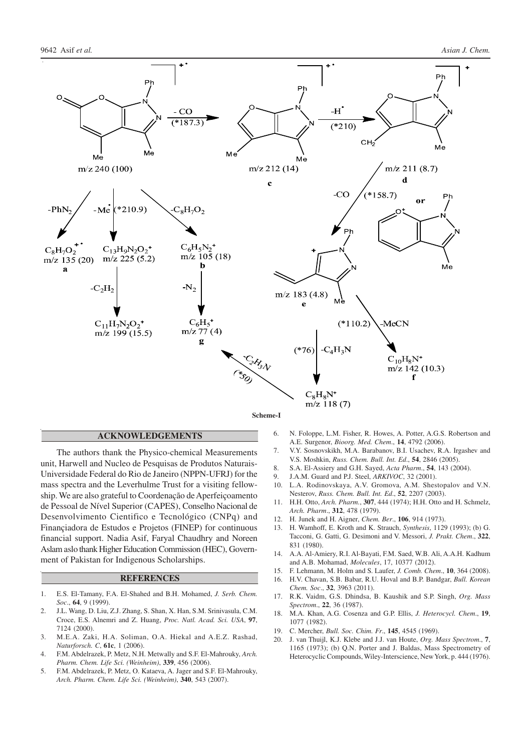m/z 240 (100)

- CO (*187.3)

m/z 212 (14)

**c**

-H• (*210)

m/z 211 (8.7)

**d**

-CO (*158.7)

or

-PhN$_2$

-Me• (*210.9)

-C$_8$H$_7$O$_2$

$C_8H_7O_2^{+\bullet}$ m/z 135 (20) **a**

$C_{13}H_9N_2O_2^+$ m/z 225 (5.2)

$C_6H_5N_2^+$ m/z 105 (18) **b**

-C$_2$H$_2$

-N$_2$

$C_{11}H_7N_2O_2^+$ m/z 199 (15.5)

$C_6H_5^+$ m/z 77 (4) **g**

m/z 183 (4.8) **e**

(*110.2) -MeCN

$C_{10}H_8N^+$ m/z 142 (10.3) **f**

(*76) -C$_4$H$_3$N

-C$_2$H$_3$N (*50)

$C_8H_8N^+$ m/z 118 (7)

Scheme-I

## ACKNOWLEDGEMENTS

The authors thank the Physico-chemical Measurements unit, Harwell and Nucleo de Pesquisas de Produtos Naturais-Universidade Federal do Rio de Janeiro (NPPN-UFRJ) for the mass spectra and the Leverhulme Trust for a visiting fellowship. We are also grateful to Coordenação de Aperfeiçoamento de Pessoal de Nível Superior (CAPES), Conselho Nacional de Desenvolvimento Cientifico e Tecnológico (CNPq) and Finançiadora de Estudos e Projetos (FINEP) for continuous financial support. Nadia Asif, Faryal Chaudhry and Noreen Aslam aslo thank Higher Education Commission (HEC), Government of Pakistan for Indigenous Scholarships.

## REFERENCES

1. E.S. El-Tamany, F.A. El-Shahed and B.H. Mohamed, *J. Serb. Chem. Soc*., **64**, 9 (1999).
2. J.L. Wang, D. Liu, Z.J. Zhang, S. Shan, X. Han, S.M. Srinivasula, C.M. Croce, E.S. Alnemri and Z. Huang, *Proc. Natl. Acad. Sci. USA*, **97**, 7124 (2000).
3. M.E.A. Zaki, H.A. Soliman, O.A. Hiekal and A.E.Z. Rashad, *Naturforsch. C*, **61c**, 1 (2006).
4. F.M. Abdelrazek, P. Metz, N.H. Metwally and S.F. El-Mahrouky, *Arch. Pharm. Chem. Life Sci. (Weinheim)*, **339**, 456 (2006).
5. F.M. Abdelrazek, P. Metz, O. Kataeva, A. Jager and S.F. El-Mahrouky, *Arch. Pharm. Chem. Life Sci. (Weinheim)*, **340**, 543 (2007).
6. N. Foloppe, L.M. Fisher, R. Howes, A. Potter, A.G.S. Robertson and A.E. Surgenor, *Bioorg. Med. Chem*., **14**, 4792 (2006).
7. V.Y. Sosnovskikh, M.A. Barabanov, B.I. Usachev, R.A. Irgashev and V.S. Moshkin, *Russ. Chem. Bull. Int. Ed*., **54**, 2846 (2005).
8. S.A. El-Assiery and G.H. Sayed, *Acta Pharm*., **54**, 143 (2004).
9. J.A.M. Guard and P.J. Steel, *ARKIVOC*, 32 (2001).
10. L.A. Rodinovskaya, A.V. Gromova, A.M. Shestopalov and V.N. Nesterov, *Russ. Chem. Bull. Int. Ed*., **52**, 2207 (2003).
11. H.H. Otto, *Arch. Pharm*., **307**, 444 (1974); H.H. Otto and H. Schmelz, *Arch. Pharm*., **312**, 478 (1979).
12. H. Junek and H. Aigner, *Chem. Ber*., **106**, 914 (1973).
13. H. Wamhoff, E. Kroth and K. Strauch, *Synthesis*, 1129 (1993); (b) G. Tacconi, G. Gatti, G. Desimoni and V. Messori, *J. Prakt. Chem*., **322**, 831 (1980).
14. A.A. Al-Amiery, R.I. Al-Bayati, F.M. Saed, W.B. Ali, A.A.H. Kadhum and A.B. Mohamad, *Molecules*, 17, 10377 (2012).
15. F. Lehmann, M. Holm and S. Laufer, *J. Comb. Chem*., **10**, 364 (2008).
16. H.V. Chavan, S.B. Babar, R.U. Hoval and B.P. Bandgar, *Bull. Korean Chem. Soc*., **32**, 3963 (2011).
17. R.K. Vaidm, G.S. Dhindsa, B. Kaushik and S.P. Singh, *Org. Mass Spectrom*., **22**, 36 (1987).
18. M.A. Khan, A.G. Cosenza and G.P. Ellis, *J. Heterocycl. Chem*., **19**, 1077 (1982).
19. C. Mercher, *Bull. Soc. Chim. Fr*., **145**, 4545 (1969).
20. J. van Thuijl, K.J. Klebe and J.J. van Houte, *Org. Mass Spectrom*., **7**, 1165 (1973); (b) Q.N. Porter and J. Baldas, Mass Spectrometry of Heterocyclic Compounds, Wiley-Interscience, New York, p. 444 (1976).